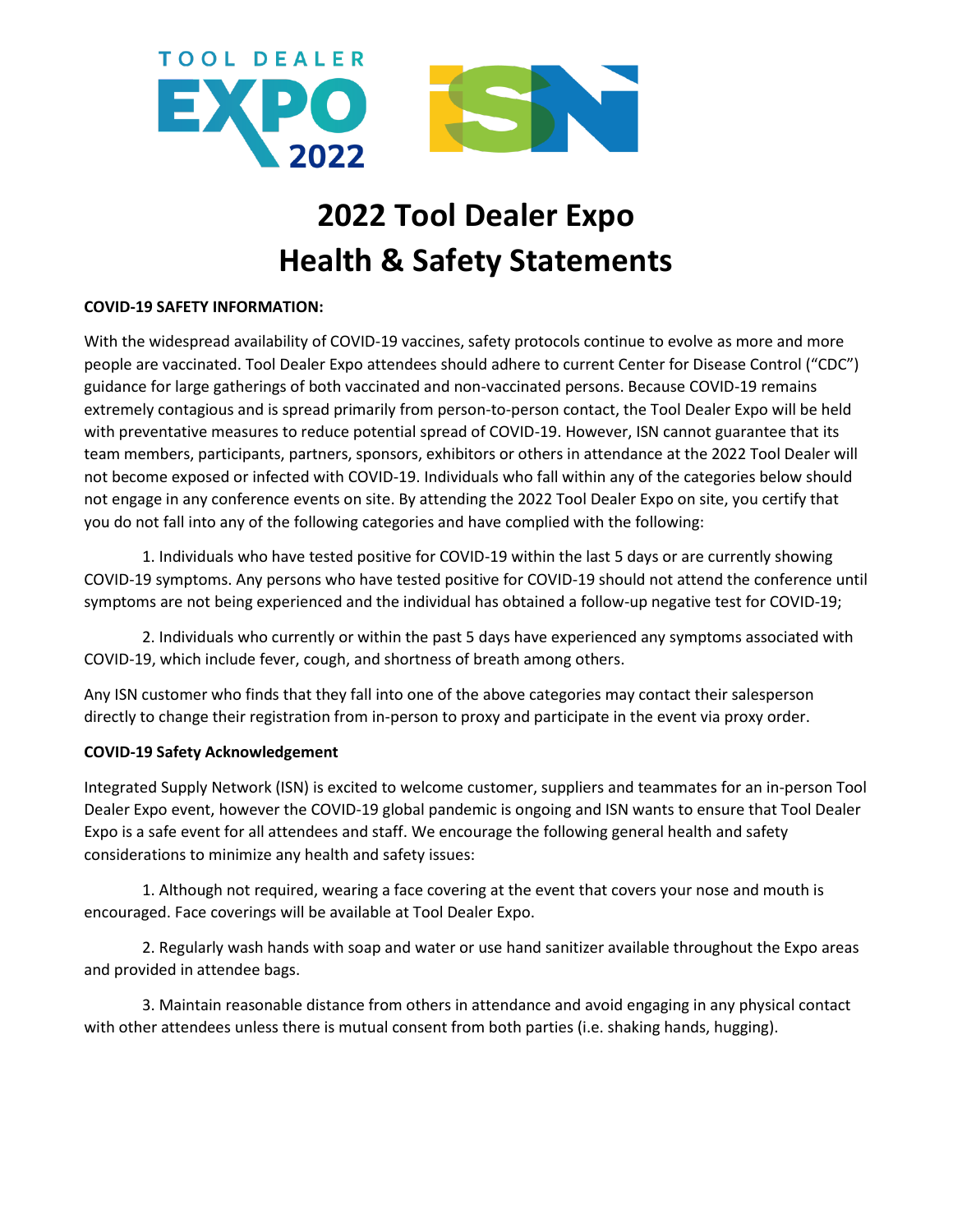# 2022 Tool Dealer Expo
# Health & Safety Statements

**COVID-19 SAFETY INFORMATION:**

With the widespread availability of COVID-19 vaccines, safety protocols continue to evolve as more and more people are vaccinated. Tool Dealer Expo attendees should adhere to current Center for Disease Control ("CDC") guidance for large gatherings of both vaccinated and non-vaccinated persons. Because COVID-19 remains extremely contagious and is spread primarily from person-to-person contact, the Tool Dealer Expo will be held with preventative measures to reduce potential spread of COVID-19. However, ISN cannot guarantee that its team members, participants, partners, sponsors, exhibitors or others in attendance at the 2022 Tool Dealer will not become exposed or infected with COVID-19. Individuals who fall within any of the categories below should not engage in any conference events on site. By attending the 2022 Tool Dealer Expo on site, you certify that you do not fall into any of the following categories and have complied with the following:

1. Individuals who have tested positive for COVID-19 within the last 5 days or are currently showing COVID-19 symptoms. Any persons who have tested positive for COVID-19 should not attend the conference until symptoms are not being experienced and the individual has obtained a follow-up negative test for COVID-19;

2. Individuals who currently or within the past 5 days have experienced any symptoms associated with COVID-19, which include fever, cough, and shortness of breath among others.

Any ISN customer who finds that they fall into one of the above categories may contact their salesperson directly to change their registration from in-person to proxy and participate in the event via proxy order.

**COVID-19 Safety Acknowledgement**

Integrated Supply Network (ISN) is excited to welcome customer, suppliers and teammates for an in-person Tool Dealer Expo event, however the COVID-19 global pandemic is ongoing and ISN wants to ensure that Tool Dealer Expo is a safe event for all attendees and staff. We encourage the following general health and safety considerations to minimize any health and safety issues:

1. Although not required, wearing a face covering at the event that covers your nose and mouth is encouraged. Face coverings will be available at Tool Dealer Expo.

2. Regularly wash hands with soap and water or use hand sanitizer available throughout the Expo areas and provided in attendee bags.

3. Maintain reasonable distance from others in attendance and avoid engaging in any physical contact with other attendees unless there is mutual consent from both parties (i.e. shaking hands, hugging).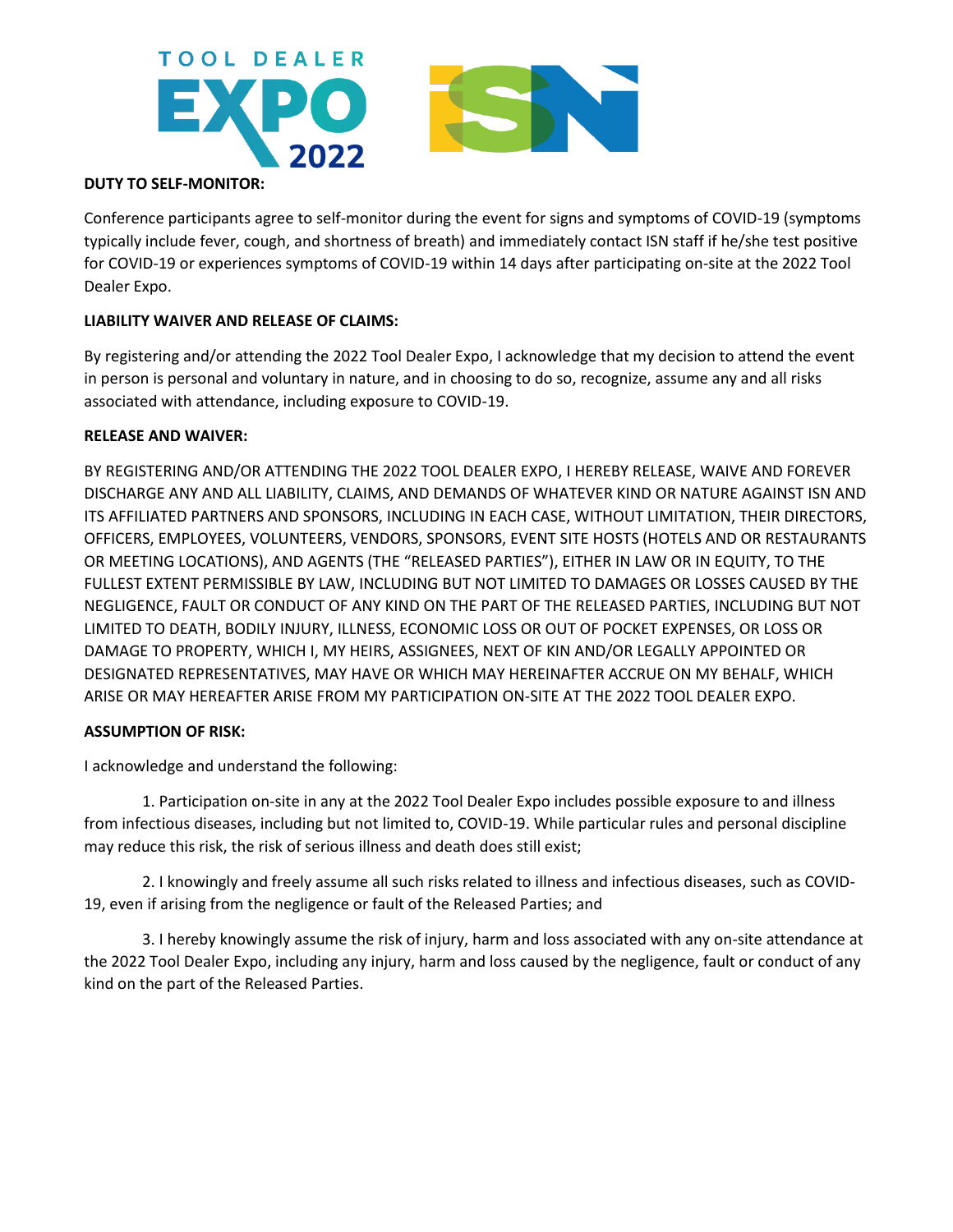**DUTY TO SELF-MONITOR:**

Conference participants agree to self-monitor during the event for signs and symptoms of COVID-19 (symptoms typically include fever, cough, and shortness of breath) and immediately contact ISN staff if he/she test positive for COVID-19 or experiences symptoms of COVID-19 within 14 days after participating on-site at the 2022 Tool Dealer Expo.

**LIABILITY WAIVER AND RELEASE OF CLAIMS:**

By registering and/or attending the 2022 Tool Dealer Expo, I acknowledge that my decision to attend the event in person is personal and voluntary in nature, and in choosing to do so, recognize, assume any and all risks associated with attendance, including exposure to COVID-19.

**RELEASE AND WAIVER:**

BY REGISTERING AND/OR ATTENDING THE 2022 TOOL DEALER EXPO, I HEREBY RELEASE, WAIVE AND FOREVER DISCHARGE ANY AND ALL LIABILITY, CLAIMS, AND DEMANDS OF WHATEVER KIND OR NATURE AGAINST ISN AND ITS AFFILIATED PARTNERS AND SPONSORS, INCLUDING IN EACH CASE, WITHOUT LIMITATION, THEIR DIRECTORS, OFFICERS, EMPLOYEES, VOLUNTEERS, VENDORS, SPONSORS, EVENT SITE HOSTS (HOTELS AND OR RESTAURANTS OR MEETING LOCATIONS), AND AGENTS (THE "RELEASED PARTIES"), EITHER IN LAW OR IN EQUITY, TO THE FULLEST EXTENT PERMISSIBLE BY LAW, INCLUDING BUT NOT LIMITED TO DAMAGES OR LOSSES CAUSED BY THE NEGLIGENCE, FAULT OR CONDUCT OF ANY KIND ON THE PART OF THE RELEASED PARTIES, INCLUDING BUT NOT LIMITED TO DEATH, BODILY INJURY, ILLNESS, ECONOMIC LOSS OR OUT OF POCKET EXPENSES, OR LOSS OR DAMAGE TO PROPERTY, WHICH I, MY HEIRS, ASSIGNEES, NEXT OF KIN AND/OR LEGALLY APPOINTED OR DESIGNATED REPRESENTATIVES, MAY HAVE OR WHICH MAY HEREINAFTER ACCRUE ON MY BEHALF, WHICH ARISE OR MAY HEREAFTER ARISE FROM MY PARTICIPATION ON-SITE AT THE 2022 TOOL DEALER EXPO.

**ASSUMPTION OF RISK:**

I acknowledge and understand the following:

1. Participation on-site in any at the 2022 Tool Dealer Expo includes possible exposure to and illness from infectious diseases, including but not limited to, COVID-19. While particular rules and personal discipline may reduce this risk, the risk of serious illness and death does still exist;

2. I knowingly and freely assume all such risks related to illness and infectious diseases, such as COVID-19, even if arising from the negligence or fault of the Released Parties; and

3. I hereby knowingly assume the risk of injury, harm and loss associated with any on-site attendance at the 2022 Tool Dealer Expo, including any injury, harm and loss caused by the negligence, fault or conduct of any kind on the part of the Released Parties.